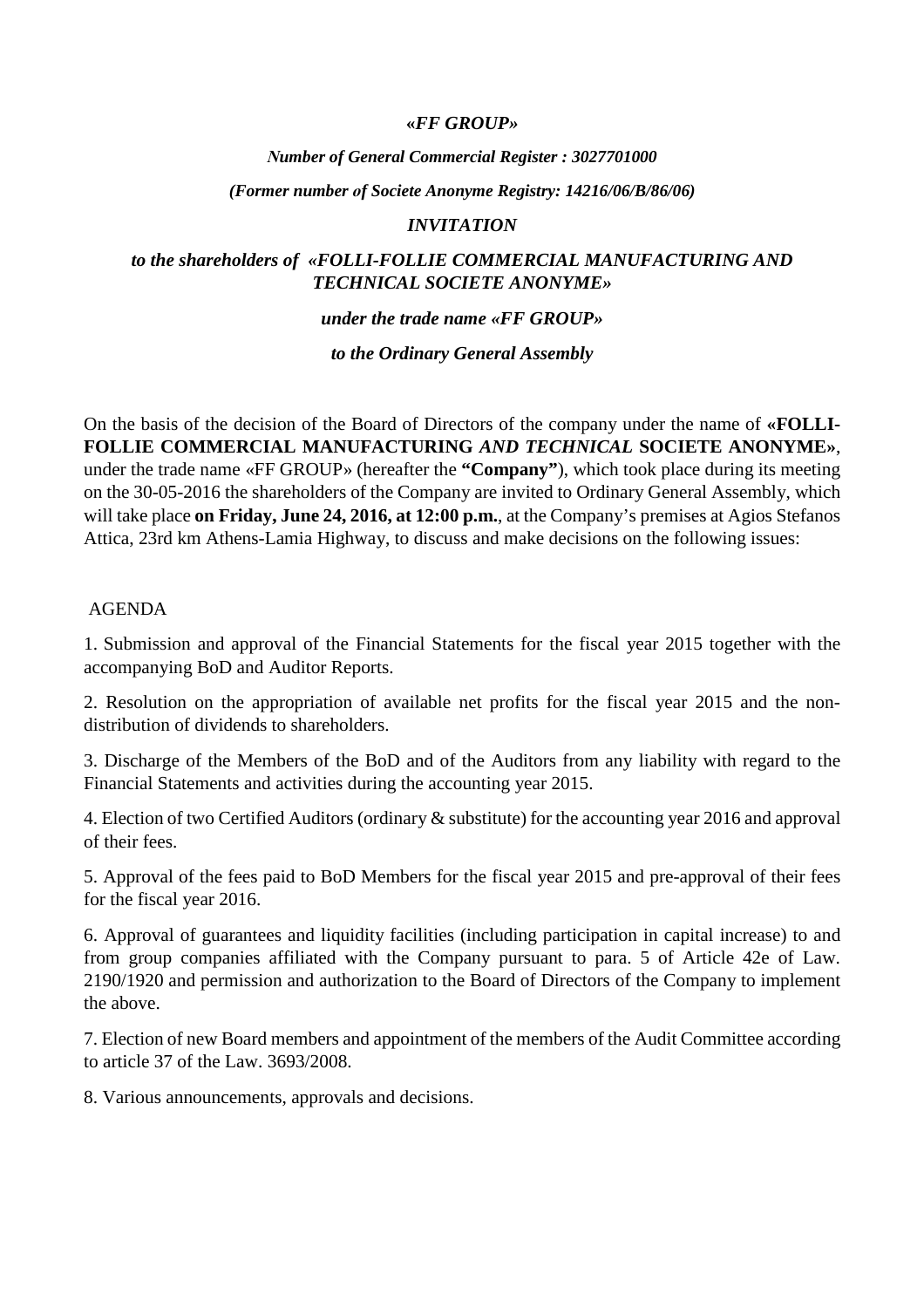***«FF GROUP»***

***Number of General Commercial Register : 3027701000***

***(Former number of Societe Anonyme Registry: 14216/06/B/86/06)***

***INVITATION***

***to the shareholders of «FOLLI-FOLLIE COMMERCIAL MANUFACTURING AND TECHNICAL SOCIETE ANONYME»***

***under the trade name «FF GROUP»***

***to the Ordinary General Assembly***

On the basis of the decision of the Board of Directors of the company under the name of **«FOLLI-FOLLIE COMMERCIAL MANUFACTURING *AND TECHNICAL* SOCIETE ANONYME»**, under the trade name «FF GROUP» (hereafter the **"Company"**), which took place during its meeting on the 30-05-2016 the shareholders of the Company are invited to Ordinary General Assembly, which will take place **on Friday, June 24, 2016, at 12:00 p.m.**, at the Company's premises at Agios Stefanos Attica, 23rd km Athens-Lamia Highway, to discuss and make decisions on the following issues:

AGENDA

1. Submission and approval of the Financial Statements for the fiscal year 2015 together with the accompanying BoD and Auditor Reports.

2. Resolution on the appropriation of available net profits for the fiscal year 2015 and the non-distribution of dividends to shareholders.

3. Discharge of the Members of the BoD and of the Auditors from any liability with regard to the Financial Statements and activities during the accounting year 2015.

4. Election of two Certified Auditors (ordinary & substitute) for the accounting year 2016 and approval of their fees.

5. Approval of the fees paid to BoD Members for the fiscal year 2015 and pre-approval of their fees for the fiscal year 2016.

6. Approval of guarantees and liquidity facilities (including participation in capital increase) to and from group companies affiliated with the Company pursuant to para. 5 of Article 42e of Law. 2190/1920 and permission and authorization to the Board of Directors of the Company to implement the above.

7. Election of new Board members and appointment of the members of the Audit Committee according to article 37 of the Law. 3693/2008.

8. Various announcements, approvals and decisions.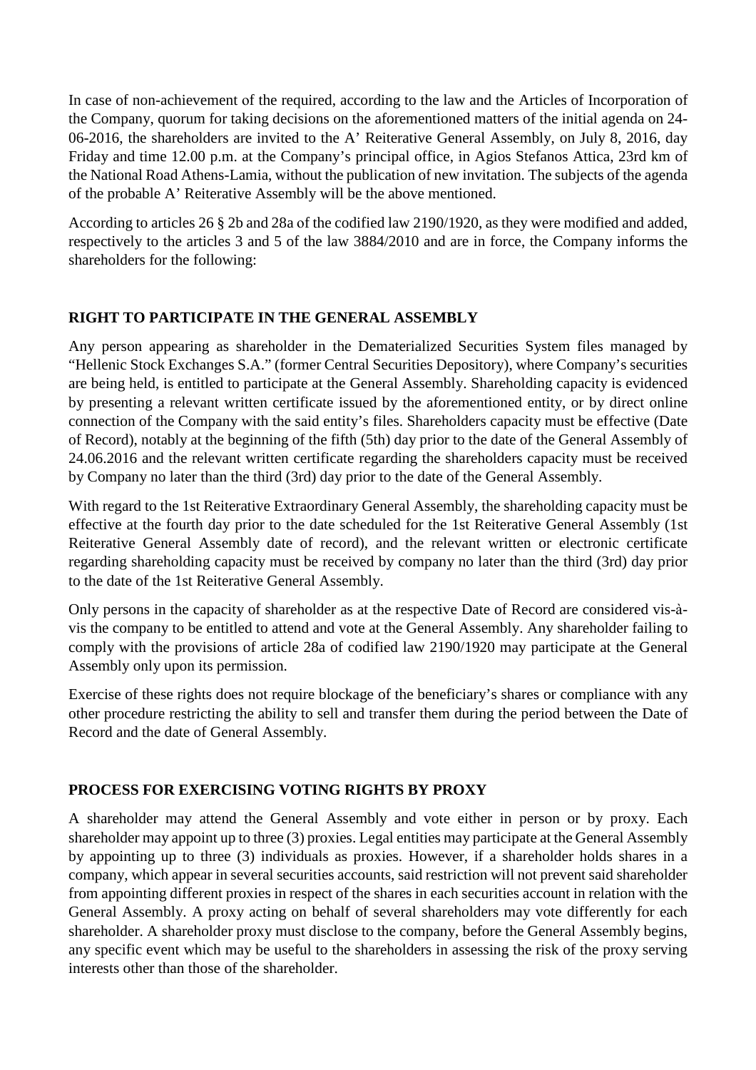In case of non-achievement of the required, according to the law and the Articles of Incorporation of the Company, quorum for taking decisions on the aforementioned matters of the initial agenda on 24-06-2016, the shareholders are invited to the A' Reiterative General Assembly, on July 8, 2016, day Friday and time 12.00 p.m. at the Company's principal office, in Agios Stefanos Attica, 23rd km of the National Road Athens-Lamia, without the publication of new invitation. The subjects of the agenda of the probable A' Reiterative Assembly will be the above mentioned.

According to articles 26 § 2b and 28a of the codified law 2190/1920, as they were modified and added, respectively to the articles 3 and 5 of the law 3884/2010 and are in force, the Company informs the shareholders for the following:

## RIGHT TO PARTICIPATE IN THE GENERAL ASSEMBLY

Any person appearing as shareholder in the Dematerialized Securities System files managed by "Hellenic Stock Exchanges S.A." (former Central Securities Depository), where Company's securities are being held, is entitled to participate at the General Assembly. Shareholding capacity is evidenced by presenting a relevant written certificate issued by the aforementioned entity, or by direct online connection of the Company with the said entity's files. Shareholders capacity must be effective (Date of Record), notably at the beginning of the fifth (5th) day prior to the date of the General Assembly of 24.06.2016 and the relevant written certificate regarding the shareholders capacity must be received by Company no later than the third (3rd) day prior to the date of the General Assembly.

With regard to the 1st Reiterative Extraordinary General Assembly, the shareholding capacity must be effective at the fourth day prior to the date scheduled for the 1st Reiterative General Assembly (1st Reiterative General Assembly date of record), and the relevant written or electronic certificate regarding shareholding capacity must be received by company no later than the third (3rd) day prior to the date of the 1st Reiterative General Assembly.

Only persons in the capacity of shareholder as at the respective Date of Record are considered vis-à-vis the company to be entitled to attend and vote at the General Assembly. Any shareholder failing to comply with the provisions of article 28a of codified law 2190/1920 may participate at the General Assembly only upon its permission.

Exercise of these rights does not require blockage of the beneficiary's shares or compliance with any other procedure restricting the ability to sell and transfer them during the period between the Date of Record and the date of General Assembly.

## PROCESS FOR EXERCISING VOTING RIGHTS BY PROXY

A shareholder may attend the General Assembly and vote either in person or by proxy. Each shareholder may appoint up to three (3) proxies. Legal entities may participate at the General Assembly by appointing up to three (3) individuals as proxies. However, if a shareholder holds shares in a company, which appear in several securities accounts, said restriction will not prevent said shareholder from appointing different proxies in respect of the shares in each securities account in relation with the General Assembly. A proxy acting on behalf of several shareholders may vote differently for each shareholder. A shareholder proxy must disclose to the company, before the General Assembly begins, any specific event which may be useful to the shareholders in assessing the risk of the proxy serving interests other than those of the shareholder.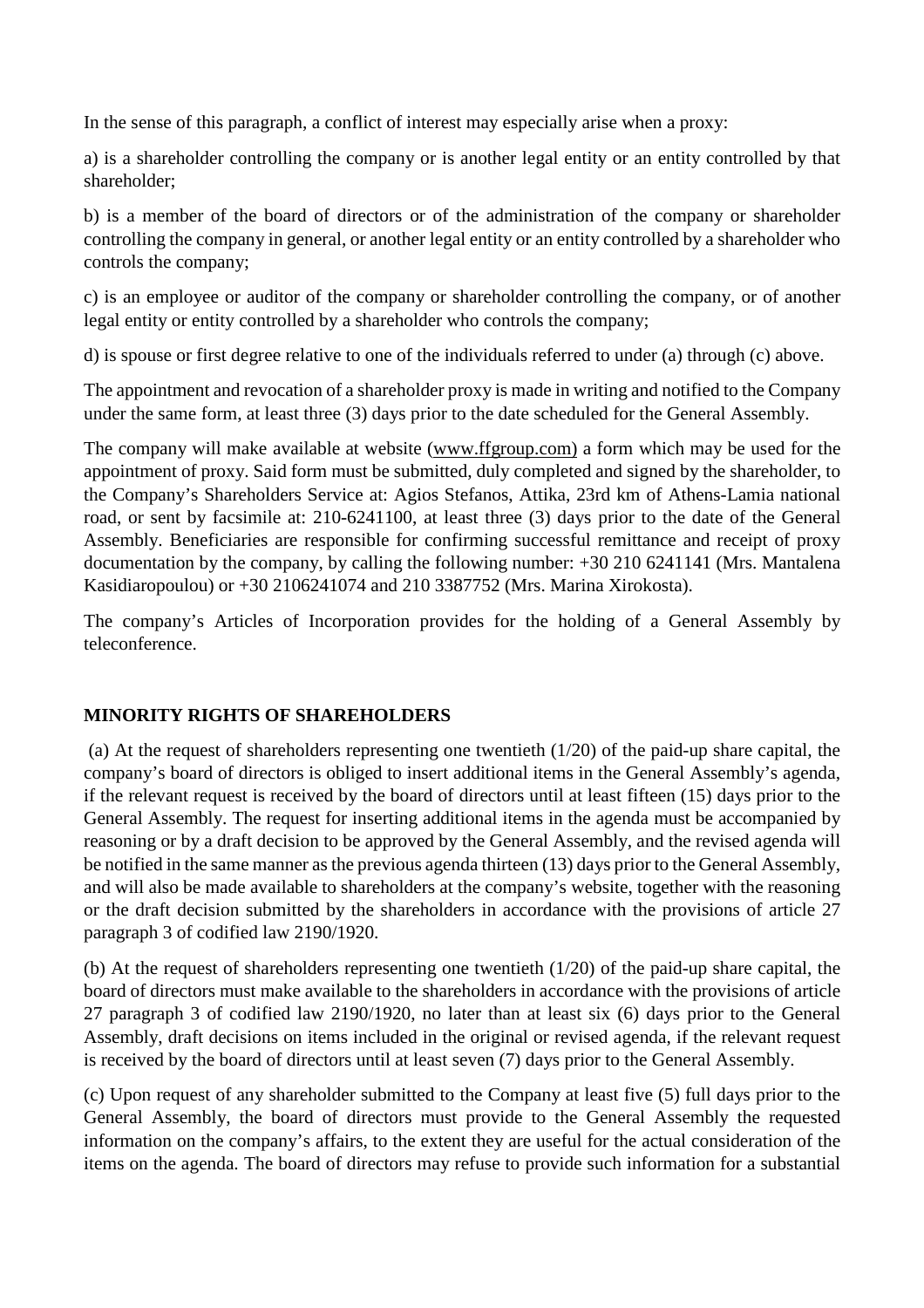In the sense of this paragraph, a conflict of interest may especially arise when a proxy:

a) is a shareholder controlling the company or is another legal entity or an entity controlled by that shareholder;

b) is a member of the board of directors or of the administration of the company or shareholder controlling the company in general, or another legal entity or an entity controlled by a shareholder who controls the company;

c) is an employee or auditor of the company or shareholder controlling the company, or of another legal entity or entity controlled by a shareholder who controls the company;

d) is spouse or first degree relative to one of the individuals referred to under (a) through (c) above.

The appointment and revocation of a shareholder proxy is made in writing and notified to the Company under the same form, at least three (3) days prior to the date scheduled for the General Assembly.

The company will make available at website (www.ffgroup.com) a form which may be used for the appointment of proxy. Said form must be submitted, duly completed and signed by the shareholder, to the Company's Shareholders Service at: Agios Stefanos, Attika, 23rd km of Athens-Lamia national road, or sent by facsimile at: 210-6241100, at least three (3) days prior to the date of the General Assembly. Beneficiaries are responsible for confirming successful remittance and receipt of proxy documentation by the company, by calling the following number: +30 210 6241141 (Mrs. Mantalena Kasidiaropoulou) or +30 2106241074 and 210 3387752 (Mrs. Marina Xirokosta).

The company's Articles of Incorporation provides for the holding of a General Assembly by teleconference.

## MINORITY RIGHTS OF SHAREHOLDERS

(a) At the request of shareholders representing one twentieth (1/20) of the paid-up share capital, the company's board of directors is obliged to insert additional items in the General Assembly's agenda, if the relevant request is received by the board of directors until at least fifteen (15) days prior to the General Assembly. The request for inserting additional items in the agenda must be accompanied by reasoning or by a draft decision to be approved by the General Assembly, and the revised agenda will be notified in the same manner as the previous agenda thirteen (13) days prior to the General Assembly, and will also be made available to shareholders at the company's website, together with the reasoning or the draft decision submitted by the shareholders in accordance with the provisions of article 27 paragraph 3 of codified law 2190/1920.

(b) At the request of shareholders representing one twentieth (1/20) of the paid-up share capital, the board of directors must make available to the shareholders in accordance with the provisions of article 27 paragraph 3 of codified law 2190/1920, no later than at least six (6) days prior to the General Assembly, draft decisions on items included in the original or revised agenda, if the relevant request is received by the board of directors until at least seven (7) days prior to the General Assembly.

(c) Upon request of any shareholder submitted to the Company at least five (5) full days prior to the General Assembly, the board of directors must provide to the General Assembly the requested information on the company's affairs, to the extent they are useful for the actual consideration of the items on the agenda. The board of directors may refuse to provide such information for a substantial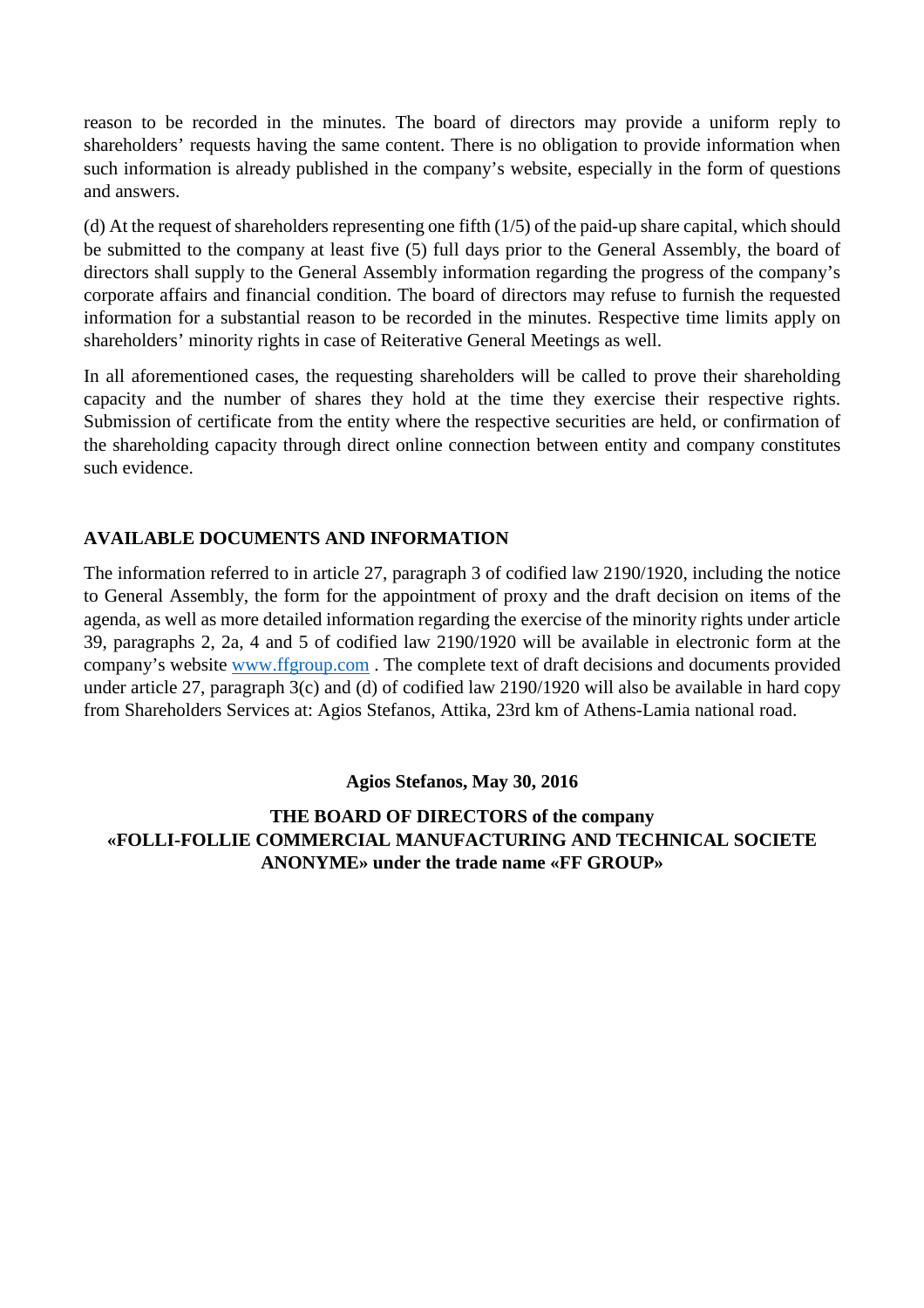reason to be recorded in the minutes. The board of directors may provide a uniform reply to shareholders' requests having the same content. There is no obligation to provide information when such information is already published in the company's website, especially in the form of questions and answers.

(d) At the request of shareholders representing one fifth (1/5) of the paid-up share capital, which should be submitted to the company at least five (5) full days prior to the General Assembly, the board of directors shall supply to the General Assembly information regarding the progress of the company's corporate affairs and financial condition. The board of directors may refuse to furnish the requested information for a substantial reason to be recorded in the minutes. Respective time limits apply on shareholders' minority rights in case of Reiterative General Meetings as well.

In all aforementioned cases, the requesting shareholders will be called to prove their shareholding capacity and the number of shares they hold at the time they exercise their respective rights. Submission of certificate from the entity where the respective securities are held, or confirmation of the shareholding capacity through direct online connection between entity and company constitutes such evidence.

## AVAILABLE DOCUMENTS AND INFORMATION

The information referred to in article 27, paragraph 3 of codified law 2190/1920, including the notice to General Assembly, the form for the appointment of proxy and the draft decision on items of the agenda, as well as more detailed information regarding the exercise of the minority rights under article 39, paragraphs 2, 2a, 4 and 5 of codified law 2190/1920 will be available in electronic form at the company's website [www.ffgroup.com](http://www.ffgroup.com) . The complete text of draft decisions and documents provided under article 27, paragraph 3(c) and (d) of codified law 2190/1920 will also be available in hard copy from Shareholders Services at: Agios Stefanos, Attika, 23rd km of Athens-Lamia national road.

**Agios Stefanos, May 30, 2016**

**THE BOARD OF DIRECTORS of the company «FOLLI-FOLLIE COMMERCIAL MANUFACTURING AND TECHNICAL SOCIETE ANONYME» under the trade name «FF GROUP»**